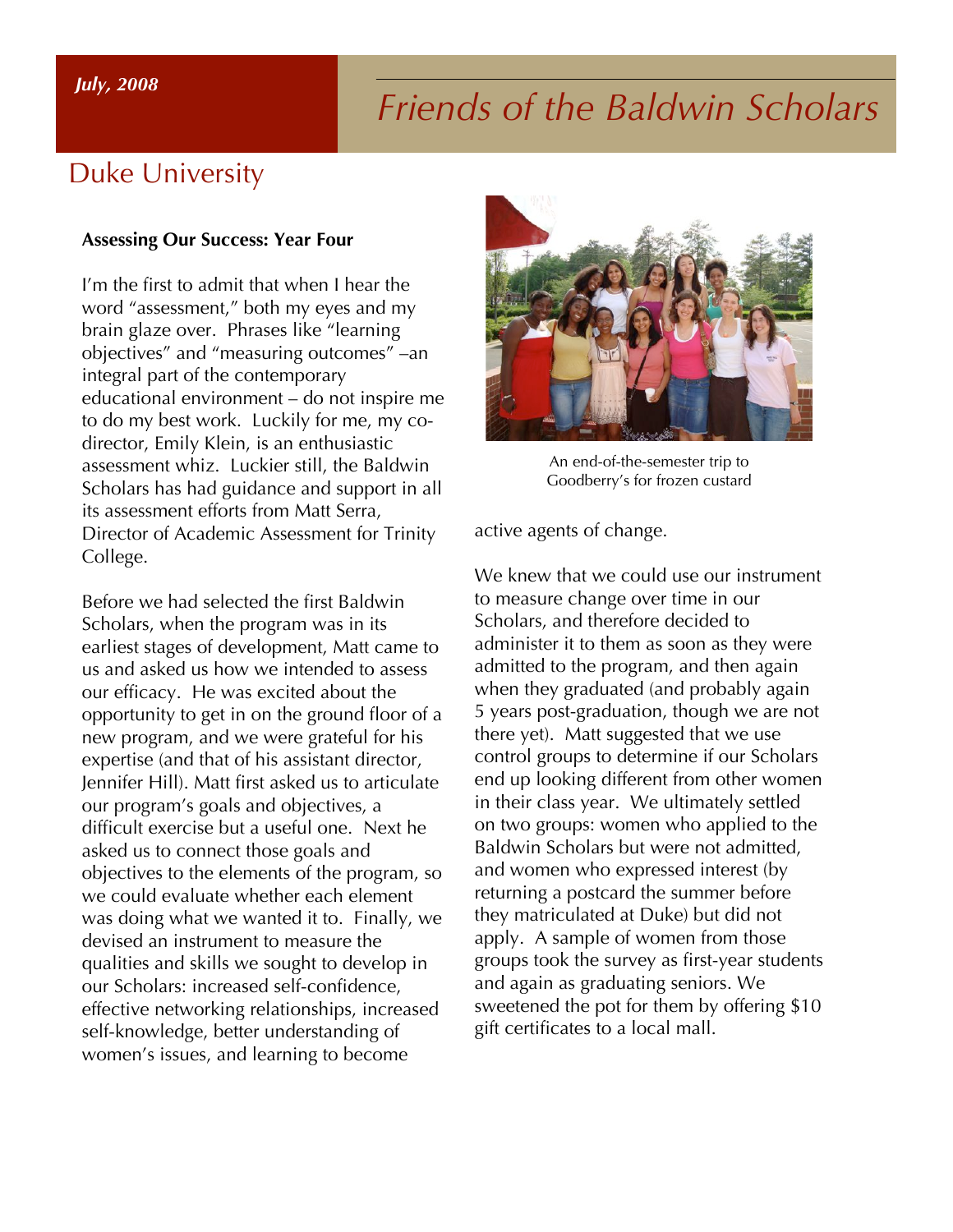*July, 2008*

# Friends of the Baldwin Scholars

## Duke University

### Assessing Our Success: Year Four

I'm the first to admit that when I hear the word "assessment," both my eyes and my brain glaze over. Phrases like "learning objectives" and "measuring outcomes" –an integral part of the contemporary educational environment – do not inspire me to do my best work. Luckily for me, my co-director, Emily Klein, is an enthusiastic assessment whiz. Luckier still, the Baldwin Scholars has had guidance and support in all its assessment efforts from Matt Serra, Director of Academic Assessment for Trinity College.

Before we had selected the first Baldwin Scholars, when the program was in its earliest stages of development, Matt came to us and asked us how we intended to assess our efficacy. He was excited about the opportunity to get in on the ground floor of a new program, and we were grateful for his expertise (and that of his assistant director, Jennifer Hill). Matt first asked us to articulate our program's goals and objectives, a difficult exercise but a useful one. Next he asked us to connect those goals and objectives to the elements of the program, so we could evaluate whether each element was doing what we wanted it to. Finally, we devised an instrument to measure the qualities and skills we sought to develop in our Scholars: increased self-confidence, effective networking relationships, increased self-knowledge, better understanding of women's issues, and learning to become active agents of change.

An end-of-the-semester trip to Goodberry's for frozen custard

We knew that we could use our instrument to measure change over time in our Scholars, and therefore decided to administer it to them as soon as they were admitted to the program, and then again when they graduated (and probably again 5 years post-graduation, though we are not there yet). Matt suggested that we use control groups to determine if our Scholars end up looking different from other women in their class year. We ultimately settled on two groups: women who applied to the Baldwin Scholars but were not admitted, and women who expressed interest (by returning a postcard the summer before they matriculated at Duke) but did not apply. A sample of women from those groups took the survey as first-year students and again as graduating seniors. We sweetened the pot for them by offering $10 gift certificates to a local mall.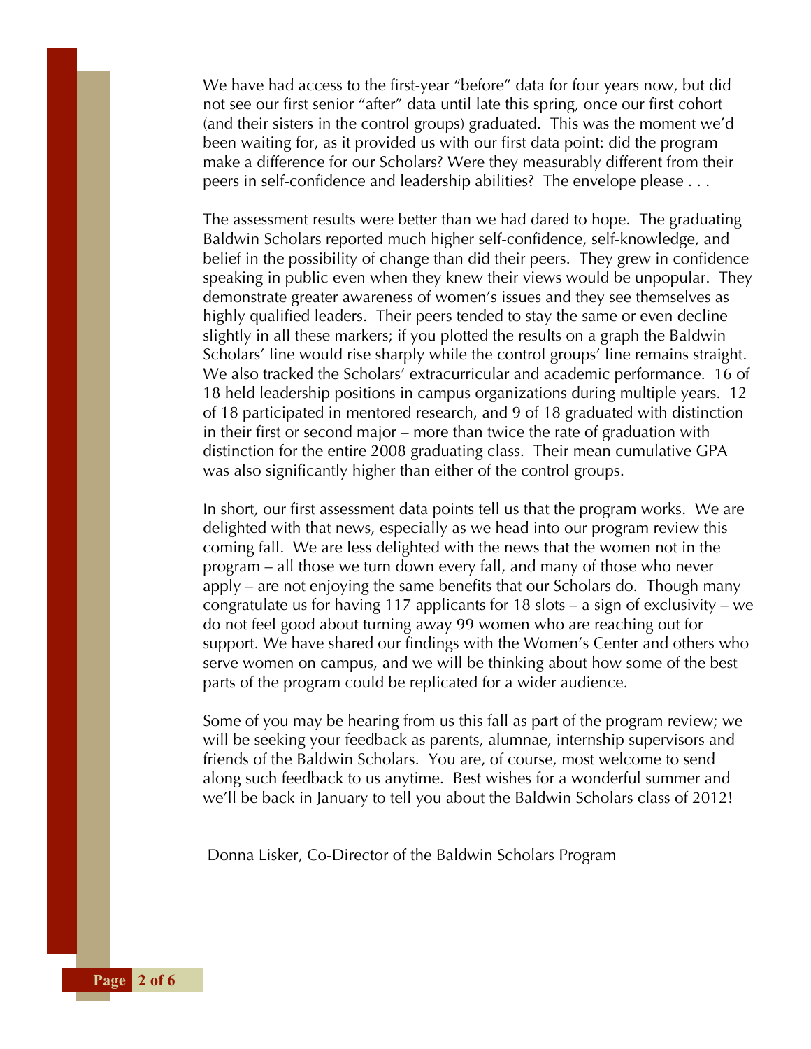We have had access to the first-year "before" data for four years now, but did not see our first senior "after" data until late this spring, once our first cohort (and their sisters in the control groups) graduated. This was the moment we'd been waiting for, as it provided us with our first data point: did the program make a difference for our Scholars? Were they measurably different from their peers in self-confidence and leadership abilities? The envelope please . . .

The assessment results were better than we had dared to hope. The graduating Baldwin Scholars reported much higher self-confidence, self-knowledge, and belief in the possibility of change than did their peers. They grew in confidence speaking in public even when they knew their views would be unpopular. They demonstrate greater awareness of women's issues and they see themselves as highly qualified leaders. Their peers tended to stay the same or even decline slightly in all these markers; if you plotted the results on a graph the Baldwin Scholars' line would rise sharply while the control groups' line remains straight. We also tracked the Scholars' extracurricular and academic performance. 16 of 18 held leadership positions in campus organizations during multiple years. 12 of 18 participated in mentored research, and 9 of 18 graduated with distinction in their first or second major – more than twice the rate of graduation with distinction for the entire 2008 graduating class. Their mean cumulative GPA was also significantly higher than either of the control groups.

In short, our first assessment data points tell us that the program works. We are delighted with that news, especially as we head into our program review this coming fall. We are less delighted with the news that the women not in the program – all those we turn down every fall, and many of those who never apply – are not enjoying the same benefits that our Scholars do. Though many congratulate us for having 117 applicants for 18 slots – a sign of exclusivity – we do not feel good about turning away 99 women who are reaching out for support. We have shared our findings with the Women's Center and others who serve women on campus, and we will be thinking about how some of the best parts of the program could be replicated for a wider audience.

Some of you may be hearing from us this fall as part of the program review; we will be seeking your feedback as parents, alumnae, internship supervisors and friends of the Baldwin Scholars. You are, of course, most welcome to send along such feedback to us anytime. Best wishes for a wonderful summer and we'll be back in January to tell you about the Baldwin Scholars class of 2012!

Donna Lisker, Co-Director of the Baldwin Scholars Program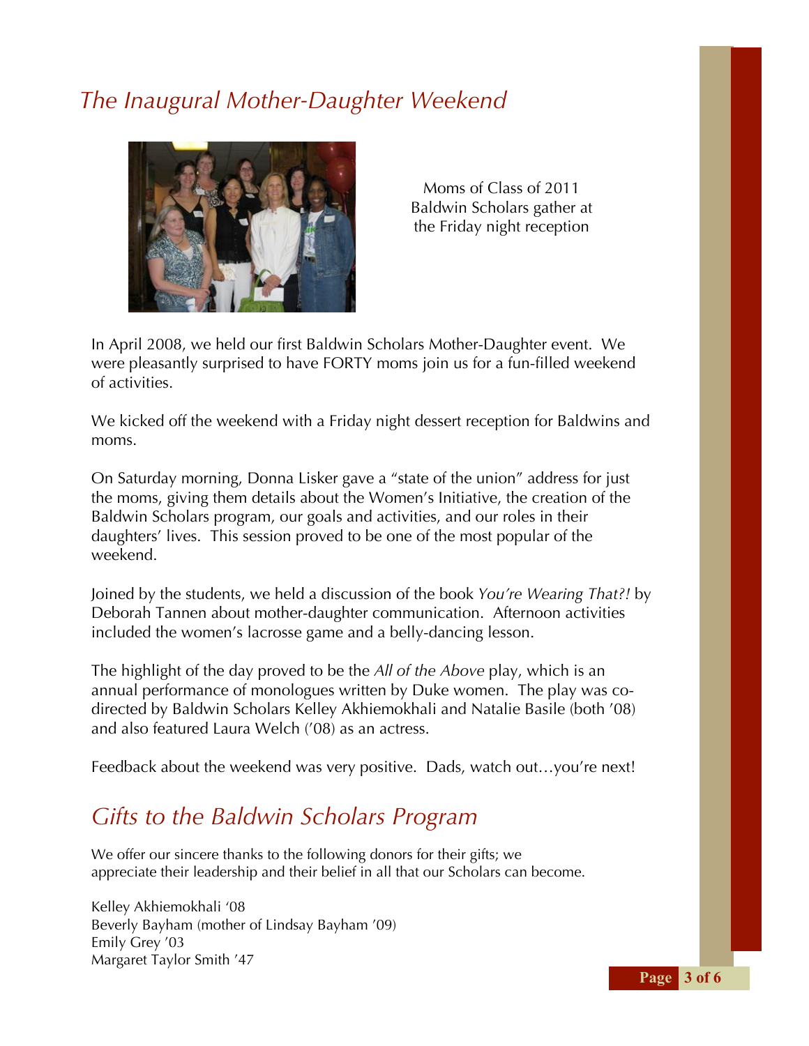## The Inaugural Mother-Daughter Weekend

Moms of Class of 2011 Baldwin Scholars gather at the Friday night reception

In April 2008, we held our first Baldwin Scholars Mother-Daughter event. We were pleasantly surprised to have FORTY moms join us for a fun-filled weekend of activities.

We kicked off the weekend with a Friday night dessert reception for Baldwins and moms.

On Saturday morning, Donna Lisker gave a "state of the union" address for just the moms, giving them details about the Women's Initiative, the creation of the Baldwin Scholars program, our goals and activities, and our roles in their daughters' lives. This session proved to be one of the most popular of the weekend.

Joined by the students, we held a discussion of the book *You're Wearing That?!* by Deborah Tannen about mother-daughter communication. Afternoon activities included the women's lacrosse game and a belly-dancing lesson.

The highlight of the day proved to be the *All of the Above* play, which is an annual performance of monologues written by Duke women. The play was co-directed by Baldwin Scholars Kelley Akhiemokhali and Natalie Basile (both '08) and also featured Laura Welch ('08) as an actress.

Feedback about the weekend was very positive. Dads, watch out…you're next!

## Gifts to the Baldwin Scholars Program

We offer our sincere thanks to the following donors for their gifts; we appreciate their leadership and their belief in all that our Scholars can become.

Kelley Akhiemokhali '08
Beverly Bayham (mother of Lindsay Bayham '09)
Emily Grey '03
Margaret Taylor Smith '47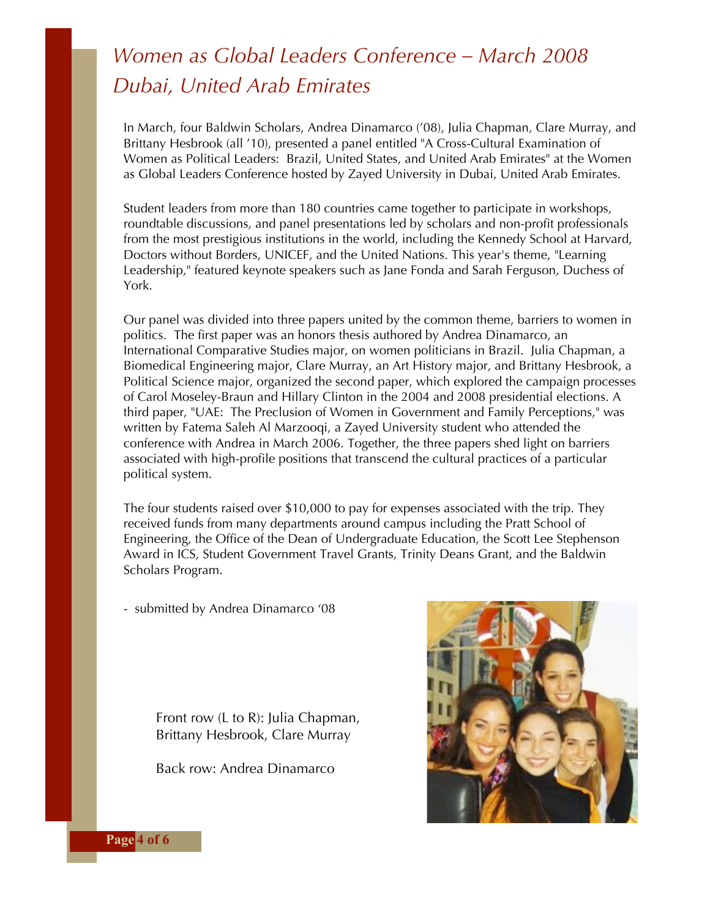# *Women as Global Leaders Conference – March 2008 Dubai, United Arab Emirates*

In March, four Baldwin Scholars, Andrea Dinamarco ('08), Julia Chapman, Clare Murray, and Brittany Hesbrook (all '10), presented a panel entitled "A Cross-Cultural Examination of Women as Political Leaders: Brazil, United States, and United Arab Emirates" at the Women as Global Leaders Conference hosted by Zayed University in Dubai, United Arab Emirates.

Student leaders from more than 180 countries came together to participate in workshops, roundtable discussions, and panel presentations led by scholars and non-profit professionals from the most prestigious institutions in the world, including the Kennedy School at Harvard, Doctors without Borders, UNICEF, and the United Nations. This year's theme, "Learning Leadership," featured keynote speakers such as Jane Fonda and Sarah Ferguson, Duchess of York.

Our panel was divided into three papers united by the common theme, barriers to women in politics. The first paper was an honors thesis authored by Andrea Dinamarco, an International Comparative Studies major, on women politicians in Brazil. Julia Chapman, a Biomedical Engineering major, Clare Murray, an Art History major, and Brittany Hesbrook, a Political Science major, organized the second paper, which explored the campaign processes of Carol Moseley-Braun and Hillary Clinton in the 2004 and 2008 presidential elections. A third paper, "UAE: The Preclusion of Women in Government and Family Perceptions," was written by Fatema Saleh Al Marzooqi, a Zayed University student who attended the conference with Andrea in March 2006. Together, the three papers shed light on barriers associated with high-profile positions that transcend the cultural practices of a particular political system.

The four students raised over $10,000 to pay for expenses associated with the trip. They received funds from many departments around campus including the Pratt School of Engineering, the Office of the Dean of Undergraduate Education, the Scott Lee Stephenson Award in ICS, Student Government Travel Grants, Trinity Deans Grant, and the Baldwin Scholars Program.

- submitted by Andrea Dinamarco '08

Front row (L to R): Julia Chapman, Brittany Hesbrook, Clare Murray

Back row: Andrea Dinamarco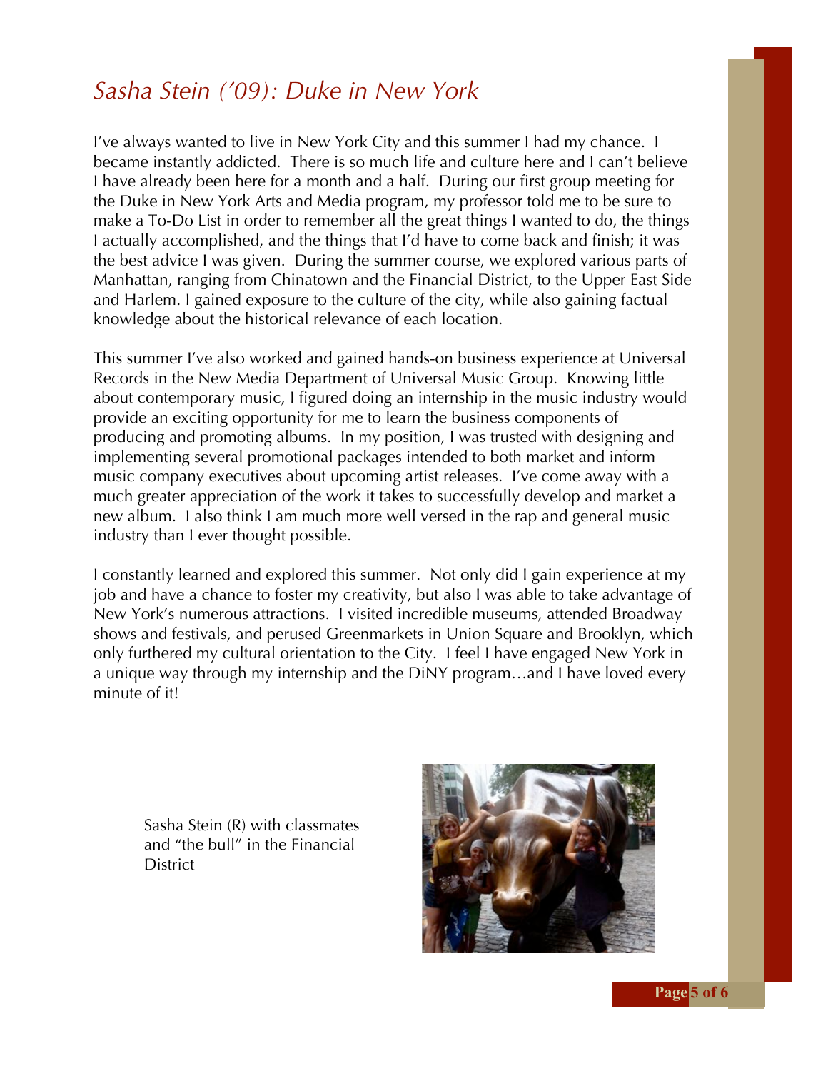# *Sasha Stein ('09): Duke in New York*

I've always wanted to live in New York City and this summer I had my chance. I became instantly addicted. There is so much life and culture here and I can't believe I have already been here for a month and a half. During our first group meeting for the Duke in New York Arts and Media program, my professor told me to be sure to make a To-Do List in order to remember all the great things I wanted to do, the things I actually accomplished, and the things that I'd have to come back and finish; it was the best advice I was given. During the summer course, we explored various parts of Manhattan, ranging from Chinatown and the Financial District, to the Upper East Side and Harlem. I gained exposure to the culture of the city, while also gaining factual knowledge about the historical relevance of each location.

This summer I've also worked and gained hands-on business experience at Universal Records in the New Media Department of Universal Music Group. Knowing little about contemporary music, I figured doing an internship in the music industry would provide an exciting opportunity for me to learn the business components of producing and promoting albums. In my position, I was trusted with designing and implementing several promotional packages intended to both market and inform music company executives about upcoming artist releases. I've come away with a much greater appreciation of the work it takes to successfully develop and market a new album. I also think I am much more well versed in the rap and general music industry than I ever thought possible.

I constantly learned and explored this summer. Not only did I gain experience at my job and have a chance to foster my creativity, but also I was able to take advantage of New York's numerous attractions. I visited incredible museums, attended Broadway shows and festivals, and perused Greenmarkets in Union Square and Brooklyn, which only furthered my cultural orientation to the City. I feel I have engaged New York in a unique way through my internship and the DiNY program…and I have loved every minute of it!

Sasha Stein (R) with classmates and "the bull" in the Financial District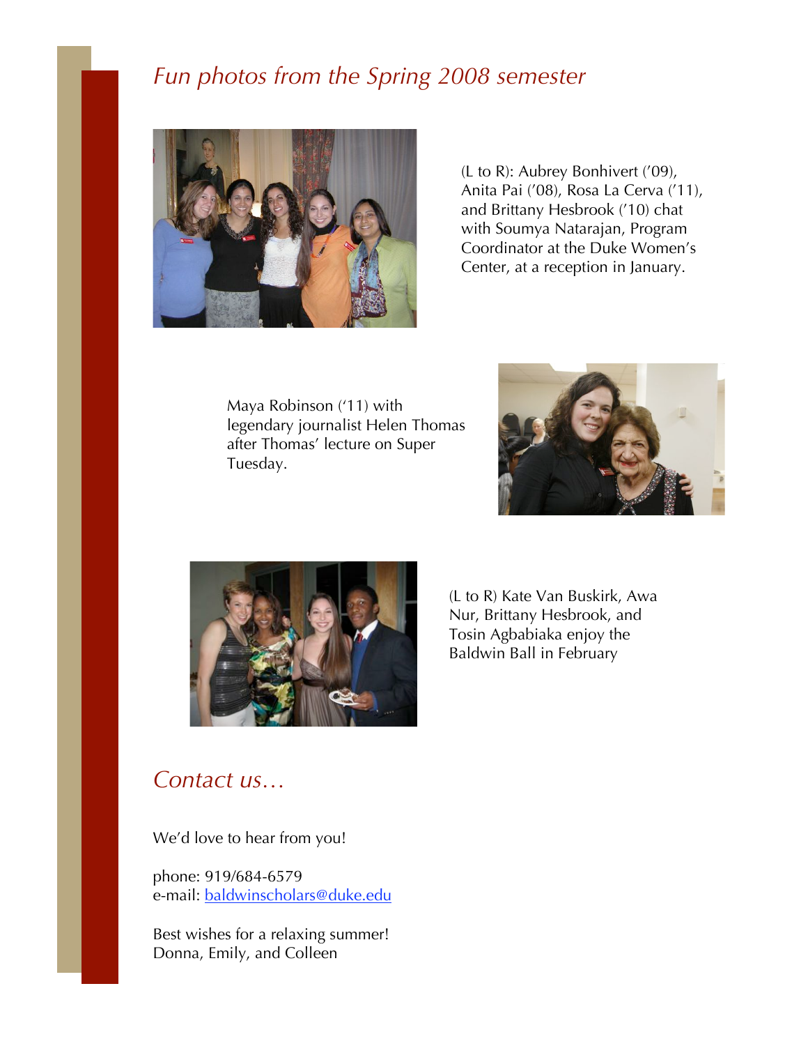## *Fun photos from the Spring 2008 semester*

(L to R): Aubrey Bonhivert ('09), Anita Pai ('08), Rosa La Cerva ('11), and Brittany Hesbrook ('10) chat with Soumya Natarajan, Program Coordinator at the Duke Women's Center, at a reception in January.

Maya Robinson ('11) with legendary journalist Helen Thomas after Thomas' lecture on Super Tuesday.

(L to R) Kate Van Buskirk, Awa Nur, Brittany Hesbrook, and Tosin Agbabiaka enjoy the Baldwin Ball in February

## *Contact us…*

We'd love to hear from you!

phone: 919/684-6579
e-mail: baldwinscholars@duke.edu

Best wishes for a relaxing summer!
Donna, Emily, and Colleen